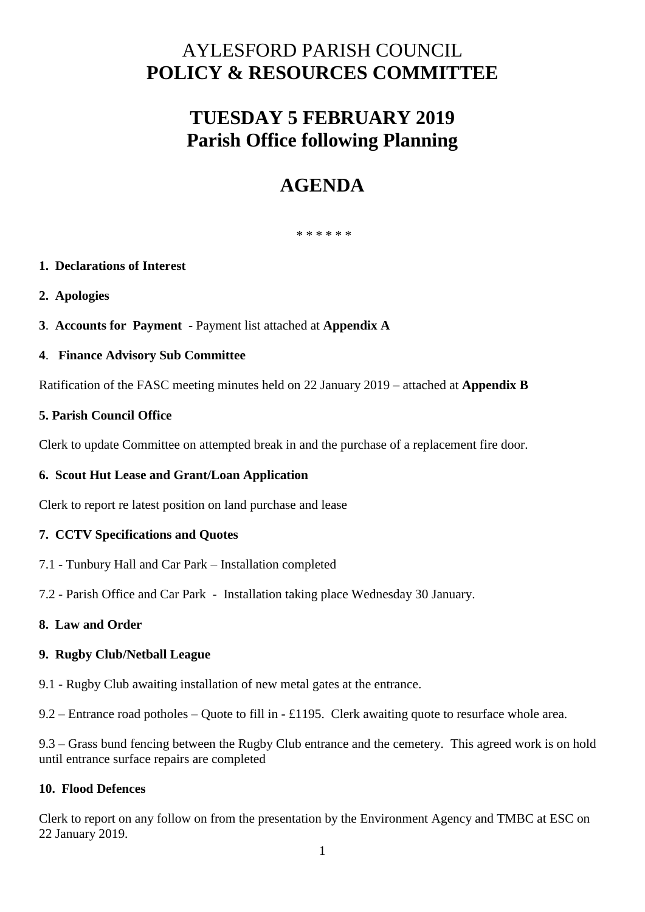# AYLESFORD PARISH COUNCIL
# **POLICY & RESOURCES COMMITTEE**

## **TUESDAY 5 FEBRUARY 2019**
## **Parish Office following Planning**

# **AGENDA**

\* \* \* \* \* \*

**1. Declarations of Interest**

**2. Apologies**

**3. Accounts for Payment -** Payment list attached at **Appendix A**

**4. Finance Advisory Sub Committee**

Ratification of the FASC meeting minutes held on 22 January 2019 – attached at **Appendix B**

**5. Parish Council Office**

Clerk to update Committee on attempted break in and the purchase of a replacement fire door.

**6. Scout Hut Lease and Grant/Loan Application**

Clerk to report re latest position on land purchase and lease

**7. CCTV Specifications and Quotes**

7.1 - Tunbury Hall and Car Park – Installation completed

7.2 - Parish Office and Car Park - Installation taking place Wednesday 30 January.

**8. Law and Order**

**9. Rugby Club/Netball League**

9.1 - Rugby Club awaiting installation of new metal gates at the entrance.

9.2 – Entrance road potholes – Quote to fill in - £1195. Clerk awaiting quote to resurface whole area.

9.3 – Grass bund fencing between the Rugby Club entrance and the cemetery. This agreed work is on hold until entrance surface repairs are completed

**10. Flood Defences**

Clerk to report on any follow on from the presentation by the Environment Agency and TMBC at ESC on 22 January 2019.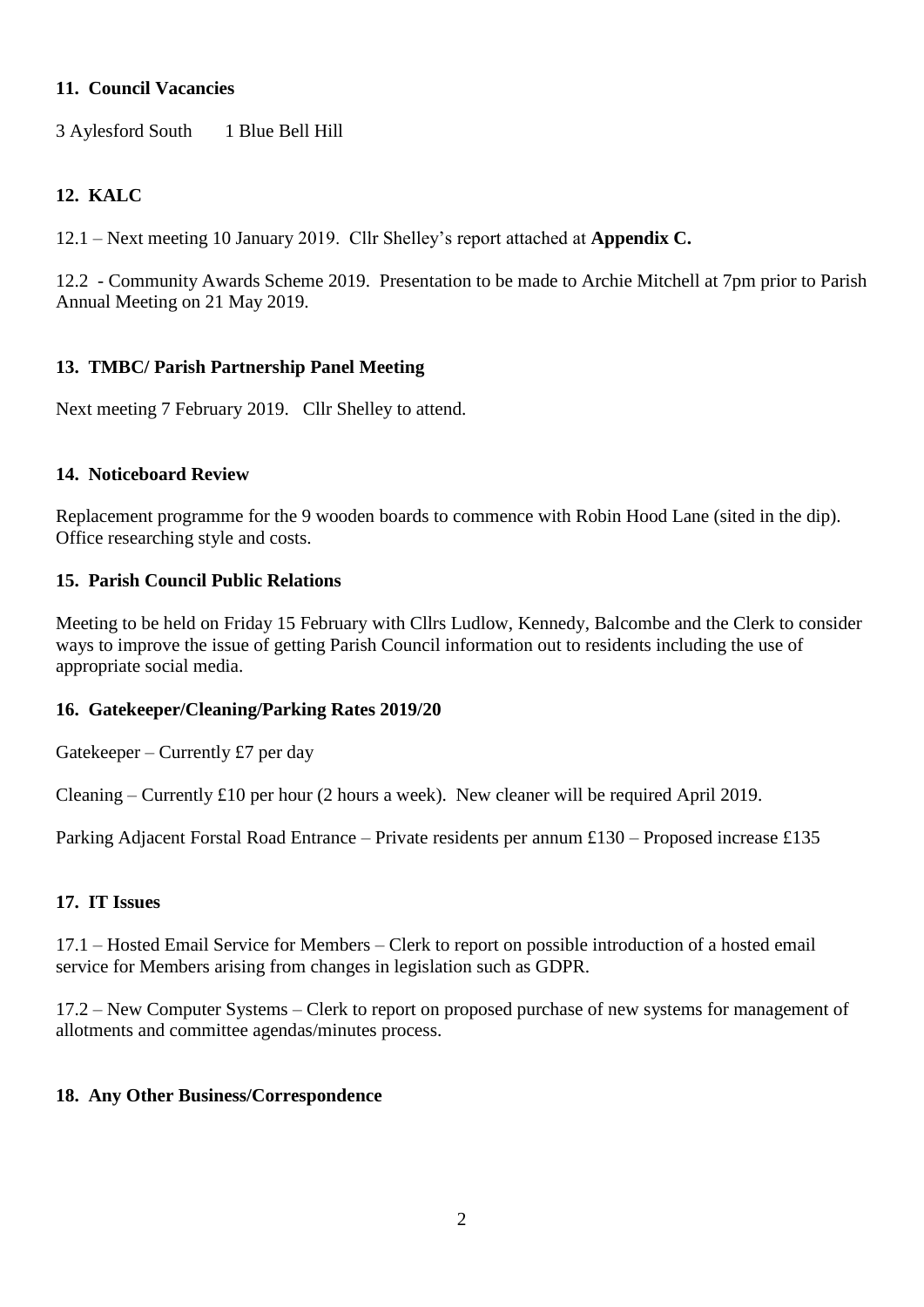### 11. Council Vacancies

3 Aylesford South 1 Blue Bell Hill

### 12. KALC

12.1 – Next meeting 10 January 2019. Cllr Shelley's report attached at **Appendix C.**

12.2 - Community Awards Scheme 2019. Presentation to be made to Archie Mitchell at 7pm prior to Parish Annual Meeting on 21 May 2019.

### 13. TMBC/ Parish Partnership Panel Meeting

Next meeting 7 February 2019. Cllr Shelley to attend.

### 14. Noticeboard Review

Replacement programme for the 9 wooden boards to commence with Robin Hood Lane (sited in the dip). Office researching style and costs.

### 15. Parish Council Public Relations

Meeting to be held on Friday 15 February with Cllrs Ludlow, Kennedy, Balcombe and the Clerk to consider ways to improve the issue of getting Parish Council information out to residents including the use of appropriate social media.

### 16. Gatekeeper/Cleaning/Parking Rates 2019/20

Gatekeeper – Currently £7 per day

Cleaning – Currently £10 per hour (2 hours a week). New cleaner will be required April 2019.

Parking Adjacent Forstal Road Entrance – Private residents per annum £130 – Proposed increase £135

### 17. IT Issues

17.1 – Hosted Email Service for Members – Clerk to report on possible introduction of a hosted email service for Members arising from changes in legislation such as GDPR.

17.2 – New Computer Systems – Clerk to report on proposed purchase of new systems for management of allotments and committee agendas/minutes process.

### 18. Any Other Business/Correspondence